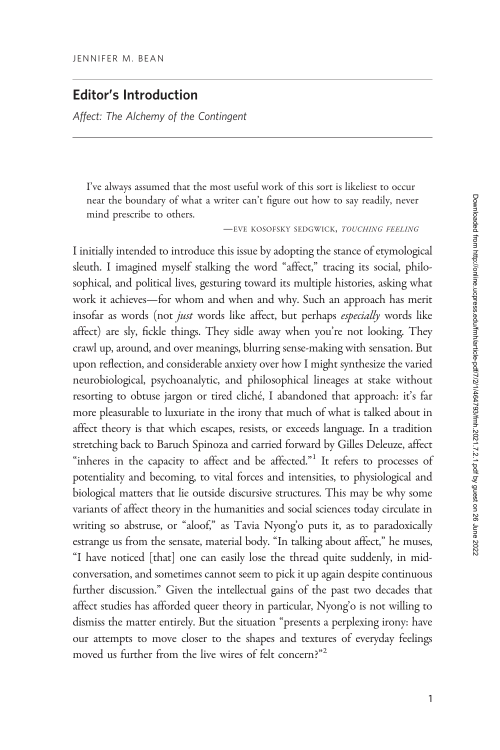JENNIFER M. BEAN

## Editor's Introduction

*Affect: The Alchemy of the Contingent*

> I've always assumed that the most useful work of this sort is likeliest to occur near the boundary of what a writer can't figure out how to say readily, never mind prescribe to others.
>
> —EVE KOSOFSKY SEDGWICK, *TOUCHING FEELING*

I initially intended to introduce this issue by adopting the stance of etymological sleuth. I imagined myself stalking the word "affect," tracing its social, philosophical, and political lives, gesturing toward its multiple histories, asking what work it achieves—for whom and when and why. Such an approach has merit insofar as words (not *just* words like affect, but perhaps *especially* words like affect) are sly, fickle things. They sidle away when you're not looking. They crawl up, around, and over meanings, blurring sense-making with sensation. But upon reflection, and considerable anxiety over how I might synthesize the varied neurobiological, psychoanalytic, and philosophical lineages at stake without resorting to obtuse jargon or tired cliché, I abandoned that approach: it's far more pleasurable to luxuriate in the irony that much of what is talked about in affect theory is that which escapes, resists, or exceeds language. In a tradition stretching back to Baruch Spinoza and carried forward by Gilles Deleuze, affect "inheres in the capacity to affect and be affected."[1] It refers to processes of potentiality and becoming, to vital forces and intensities, to physiological and biological matters that lie outside discursive structures. This may be why some variants of affect theory in the humanities and social sciences today circulate in writing so abstruse, or "aloof," as Tavia Nyong'o puts it, as to paradoxically estrange us from the sensate, material body. "In talking about affect," he muses, "I have noticed [that] one can easily lose the thread quite suddenly, in mid-conversation, and sometimes cannot seem to pick it up again despite continuous further discussion." Given the intellectual gains of the past two decades that affect studies has afforded queer theory in particular, Nyong'o is not willing to dismiss the matter entirely. But the situation "presents a perplexing irony: have our attempts to move closer to the shapes and textures of everyday feelings moved us further from the live wires of felt concern?"[2]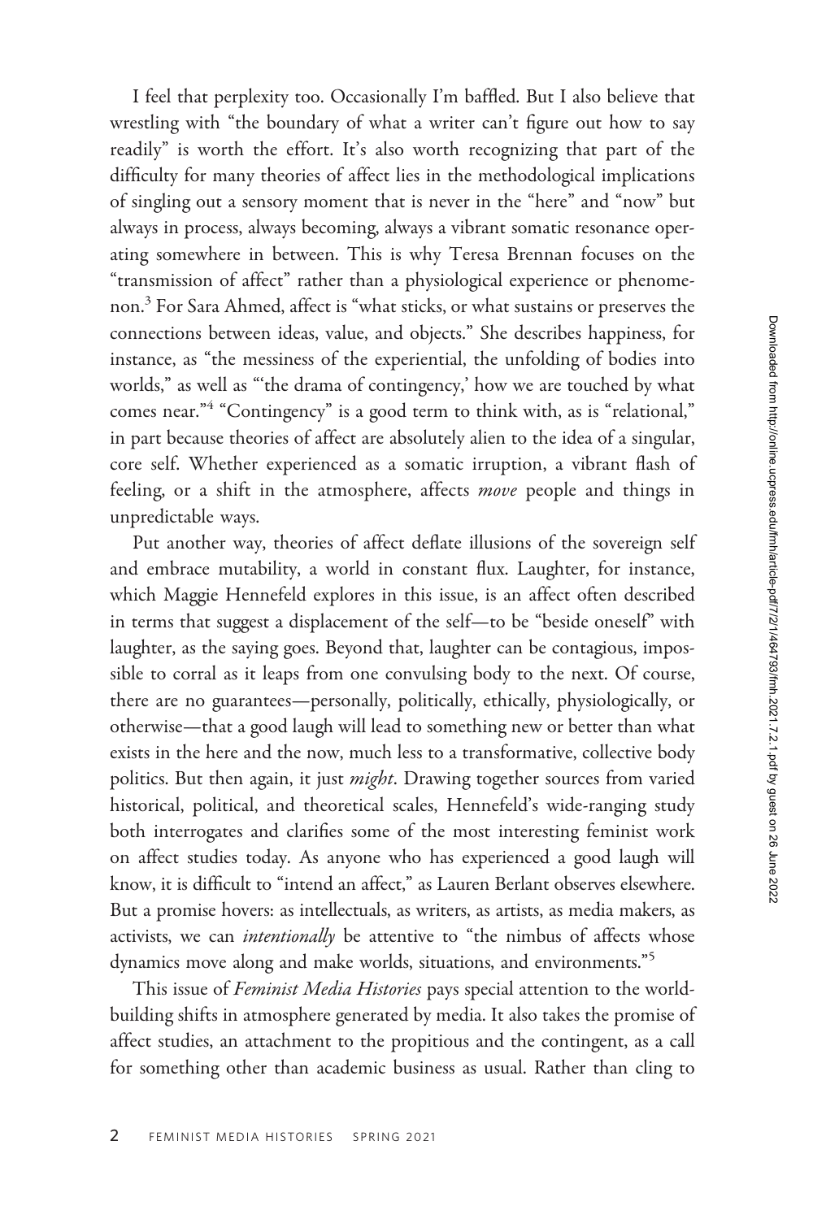I feel that perplexity too. Occasionally I'm baffled. But I also believe that wrestling with "the boundary of what a writer can't figure out how to say readily" is worth the effort. It's also worth recognizing that part of the difficulty for many theories of affect lies in the methodological implications of singling out a sensory moment that is never in the "here" and "now" but always in process, always becoming, always a vibrant somatic resonance operating somewhere in between. This is why Teresa Brennan focuses on the "transmission of affect" rather than a physiological experience or phenomenon.[3] For Sara Ahmed, affect is "what sticks, or what sustains or preserves the connections between ideas, value, and objects." She describes happiness, for instance, as "the messiness of the experiential, the unfolding of bodies into worlds," as well as "'the drama of contingency,' how we are touched by what comes near."[4] "Contingency" is a good term to think with, as is "relational," in part because theories of affect are absolutely alien to the idea of a singular, core self. Whether experienced as a somatic irruption, a vibrant flash of feeling, or a shift in the atmosphere, affects *move* people and things in unpredictable ways.

Put another way, theories of affect deflate illusions of the sovereign self and embrace mutability, a world in constant flux. Laughter, for instance, which Maggie Hennefeld explores in this issue, is an affect often described in terms that suggest a displacement of the self—to be "beside oneself" with laughter, as the saying goes. Beyond that, laughter can be contagious, impossible to corral as it leaps from one convulsing body to the next. Of course, there are no guarantees—personally, politically, ethically, physiologically, or otherwise—that a good laugh will lead to something new or better than what exists in the here and the now, much less to a transformative, collective body politics. But then again, it just *might*. Drawing together sources from varied historical, political, and theoretical scales, Hennefeld's wide-ranging study both interrogates and clarifies some of the most interesting feminist work on affect studies today. As anyone who has experienced a good laugh will know, it is difficult to "intend an affect," as Lauren Berlant observes elsewhere. But a promise hovers: as intellectuals, as writers, as artists, as media makers, as activists, we can *intentionally* be attentive to "the nimbus of affects whose dynamics move along and make worlds, situations, and environments."[5]

This issue of *Feminist Media Histories* pays special attention to the world-building shifts in atmosphere generated by media. It also takes the promise of affect studies, an attachment to the propitious and the contingent, as a call for something other than academic business as usual. Rather than cling to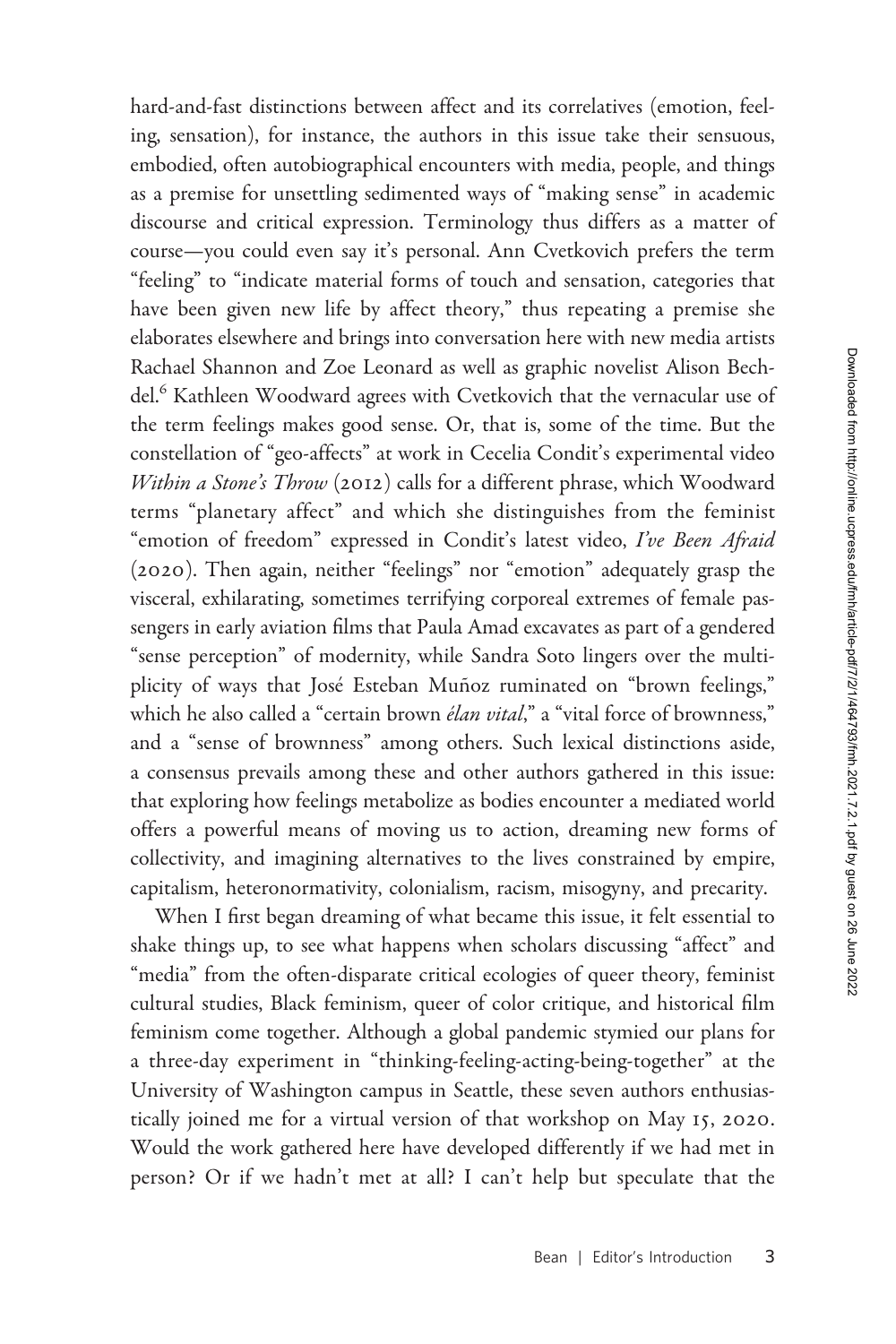hard-and-fast distinctions between affect and its correlatives (emotion, feeling, sensation), for instance, the authors in this issue take their sensuous, embodied, often autobiographical encounters with media, people, and things as a premise for unsettling sedimented ways of "making sense" in academic discourse and critical expression. Terminology thus differs as a matter of course—you could even say it's personal. Ann Cvetkovich prefers the term "feeling" to "indicate material forms of touch and sensation, categories that have been given new life by affect theory," thus repeating a premise she elaborates elsewhere and brings into conversation here with new media artists Rachael Shannon and Zoe Leonard as well as graphic novelist Alison Bechdel.[6] Kathleen Woodward agrees with Cvetkovich that the vernacular use of the term feelings makes good sense. Or, that is, some of the time. But the constellation of "geo-affects" at work in Cecelia Condit's experimental video *Within a Stone's Throw* (2012) calls for a different phrase, which Woodward terms "planetary affect" and which she distinguishes from the feminist "emotion of freedom" expressed in Condit's latest video, *I've Been Afraid* (2020). Then again, neither "feelings" nor "emotion" adequately grasp the visceral, exhilarating, sometimes terrifying corporeal extremes of female passengers in early aviation films that Paula Amad excavates as part of a gendered "sense perception" of modernity, while Sandra Soto lingers over the multiplicity of ways that José Esteban Muñoz ruminated on "brown feelings," which he also called a "certain brown *élan vital*," a "vital force of brownness," and a "sense of brownness" among others. Such lexical distinctions aside, a consensus prevails among these and other authors gathered in this issue: that exploring how feelings metabolize as bodies encounter a mediated world offers a powerful means of moving us to action, dreaming new forms of collectivity, and imagining alternatives to the lives constrained by empire, capitalism, heteronormativity, colonialism, racism, misogyny, and precarity.

When I first began dreaming of what became this issue, it felt essential to shake things up, to see what happens when scholars discussing "affect" and "media" from the often-disparate critical ecologies of queer theory, feminist cultural studies, Black feminism, queer of color critique, and historical film feminism come together. Although a global pandemic stymied our plans for a three-day experiment in "thinking-feeling-acting-being-together" at the University of Washington campus in Seattle, these seven authors enthusiastically joined me for a virtual version of that workshop on May 15, 2020. Would the work gathered here have developed differently if we had met in person? Or if we hadn't met at all? I can't help but speculate that the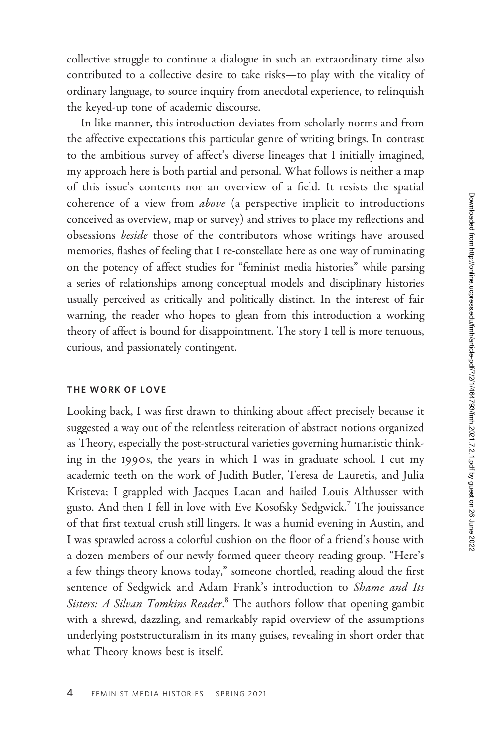collective struggle to continue a dialogue in such an extraordinary time also contributed to a collective desire to take risks—to play with the vitality of ordinary language, to source inquiry from anecdotal experience, to relinquish the keyed-up tone of academic discourse.

In like manner, this introduction deviates from scholarly norms and from the affective expectations this particular genre of writing brings. In contrast to the ambitious survey of affect's diverse lineages that I initially imagined, my approach here is both partial and personal. What follows is neither a map of this issue's contents nor an overview of a field. It resists the spatial coherence of a view from *above* (a perspective implicit to introductions conceived as overview, map or survey) and strives to place my reflections and obsessions *beside* those of the contributors whose writings have aroused memories, flashes of feeling that I re-constellate here as one way of ruminating on the potency of affect studies for "feminist media histories" while parsing a series of relationships among conceptual models and disciplinary histories usually perceived as critically and politically distinct. In the interest of fair warning, the reader who hopes to glean from this introduction a working theory of affect is bound for disappointment. The story I tell is more tenuous, curious, and passionately contingent.

## THE WORK OF LOVE

Looking back, I was first drawn to thinking about affect precisely because it suggested a way out of the relentless reiteration of abstract notions organized as Theory, especially the post-structural varieties governing humanistic thinking in the 1990s, the years in which I was in graduate school. I cut my academic teeth on the work of Judith Butler, Teresa de Lauretis, and Julia Kristeva; I grappled with Jacques Lacan and hailed Louis Althusser with gusto. And then I fell in love with Eve Kosofsky Sedgwick.[7] The jouissance of that first textual crush still lingers. It was a humid evening in Austin, and I was sprawled across a colorful cushion on the floor of a friend's house with a dozen members of our newly formed queer theory reading group. "Here's a few things theory knows today," someone chortled, reading aloud the first sentence of Sedgwick and Adam Frank's introduction to *Shame and Its Sisters: A Silvan Tomkins Reader*.[8] The authors follow that opening gambit with a shrewd, dazzling, and remarkably rapid overview of the assumptions underlying poststructuralism in its many guises, revealing in short order that what Theory knows best is itself.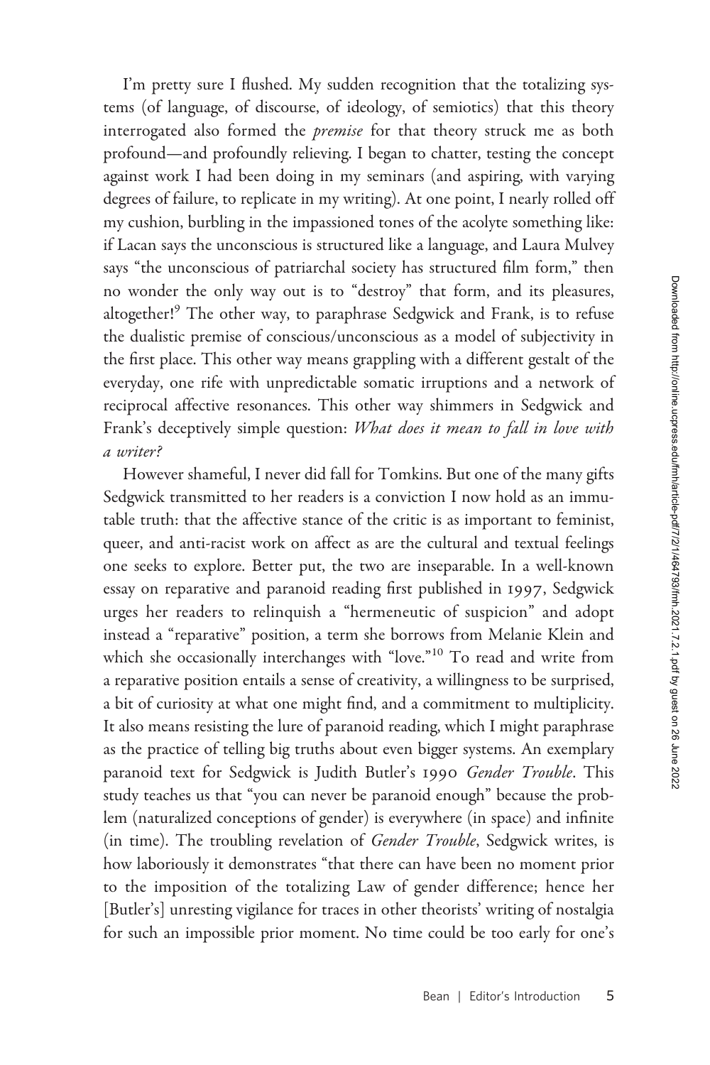I'm pretty sure I flushed. My sudden recognition that the totalizing systems (of language, of discourse, of ideology, of semiotics) that this theory interrogated also formed the *premise* for that theory struck me as both profound—and profoundly relieving. I began to chatter, testing the concept against work I had been doing in my seminars (and aspiring, with varying degrees of failure, to replicate in my writing). At one point, I nearly rolled off my cushion, burbling in the impassioned tones of the acolyte something like: if Lacan says the unconscious is structured like a language, and Laura Mulvey says "the unconscious of patriarchal society has structured film form," then no wonder the only way out is to "destroy" that form, and its pleasures, altogether![9] The other way, to paraphrase Sedgwick and Frank, is to refuse the dualistic premise of conscious/unconscious as a model of subjectivity in the first place. This other way means grappling with a different gestalt of the everyday, one rife with unpredictable somatic irruptions and a network of reciprocal affective resonances. This other way shimmers in Sedgwick and Frank's deceptively simple question: *What does it mean to fall in love with a writer?*

However shameful, I never did fall for Tomkins. But one of the many gifts Sedgwick transmitted to her readers is a conviction I now hold as an immutable truth: that the affective stance of the critic is as important to feminist, queer, and anti-racist work on affect as are the cultural and textual feelings one seeks to explore. Better put, the two are inseparable. In a well-known essay on reparative and paranoid reading first published in 1997, Sedgwick urges her readers to relinquish a "hermeneutic of suspicion" and adopt instead a "reparative" position, a term she borrows from Melanie Klein and which she occasionally interchanges with "love."[10] To read and write from a reparative position entails a sense of creativity, a willingness to be surprised, a bit of curiosity at what one might find, and a commitment to multiplicity. It also means resisting the lure of paranoid reading, which I might paraphrase as the practice of telling big truths about even bigger systems. An exemplary paranoid text for Sedgwick is Judith Butler's 1990 *Gender Trouble*. This study teaches us that "you can never be paranoid enough" because the problem (naturalized conceptions of gender) is everywhere (in space) and infinite (in time). The troubling revelation of *Gender Trouble*, Sedgwick writes, is how laboriously it demonstrates "that there can have been no moment prior to the imposition of the totalizing Law of gender difference; hence her [Butler's] unresting vigilance for traces in other theorists' writing of nostalgia for such an impossible prior moment. No time could be too early for one's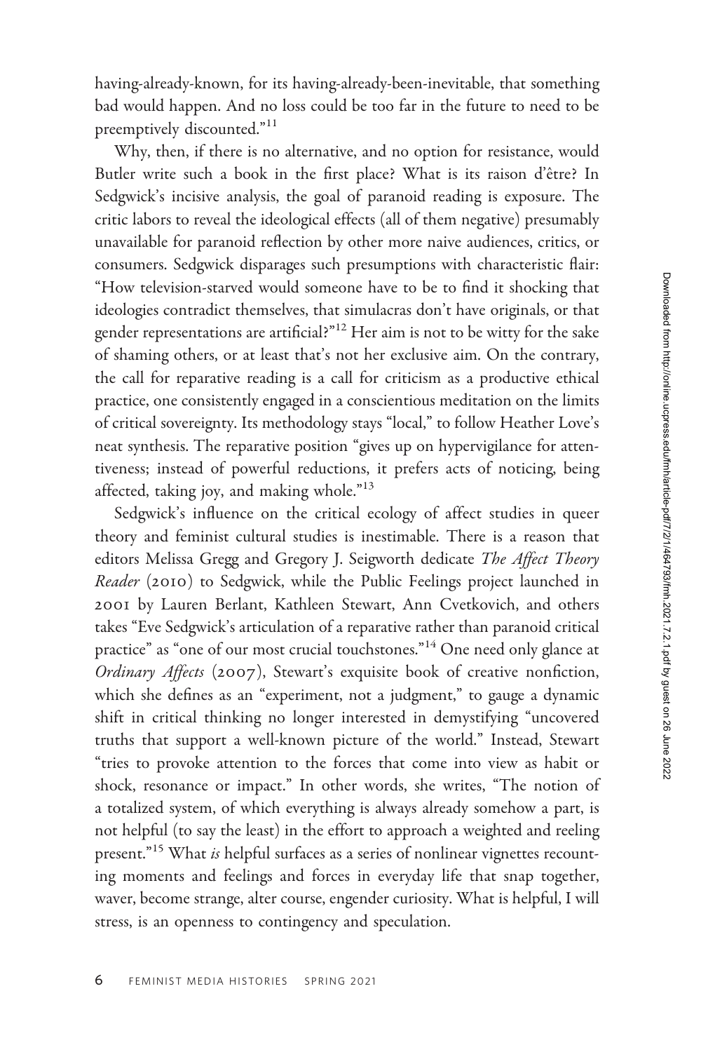having-already-known, for its having-already-been-inevitable, that something bad would happen. And no loss could be too far in the future to need to be preemptively discounted."[11]

Why, then, if there is no alternative, and no option for resistance, would Butler write such a book in the first place? What is its raison d'être? In Sedgwick's incisive analysis, the goal of paranoid reading is exposure. The critic labors to reveal the ideological effects (all of them negative) presumably unavailable for paranoid reflection by other more naive audiences, critics, or consumers. Sedgwick disparages such presumptions with characteristic flair: "How television-starved would someone have to be to find it shocking that ideologies contradict themselves, that simulacras don't have originals, or that gender representations are artificial?"[12] Her aim is not to be witty for the sake of shaming others, or at least that's not her exclusive aim. On the contrary, the call for reparative reading is a call for criticism as a productive ethical practice, one consistently engaged in a conscientious meditation on the limits of critical sovereignty. Its methodology stays "local," to follow Heather Love's neat synthesis. The reparative position "gives up on hypervigilance for attentiveness; instead of powerful reductions, it prefers acts of noticing, being affected, taking joy, and making whole."[13]

Sedgwick's influence on the critical ecology of affect studies in queer theory and feminist cultural studies is inestimable. There is a reason that editors Melissa Gregg and Gregory J. Seigworth dedicate *The Affect Theory Reader* (2010) to Sedgwick, while the Public Feelings project launched in 2001 by Lauren Berlant, Kathleen Stewart, Ann Cvetkovich, and others takes "Eve Sedgwick's articulation of a reparative rather than paranoid critical practice" as "one of our most crucial touchstones."[14] One need only glance at *Ordinary Affects* (2007), Stewart's exquisite book of creative nonfiction, which she defines as an "experiment, not a judgment," to gauge a dynamic shift in critical thinking no longer interested in demystifying "uncovered truths that support a well-known picture of the world." Instead, Stewart "tries to provoke attention to the forces that come into view as habit or shock, resonance or impact." In other words, she writes, "The notion of a totalized system, of which everything is always already somehow a part, is not helpful (to say the least) in the effort to approach a weighted and reeling present."[15] What *is* helpful surfaces as a series of nonlinear vignettes recounting moments and feelings and forces in everyday life that snap together, waver, become strange, alter course, engender curiosity. What is helpful, I will stress, is an openness to contingency and speculation.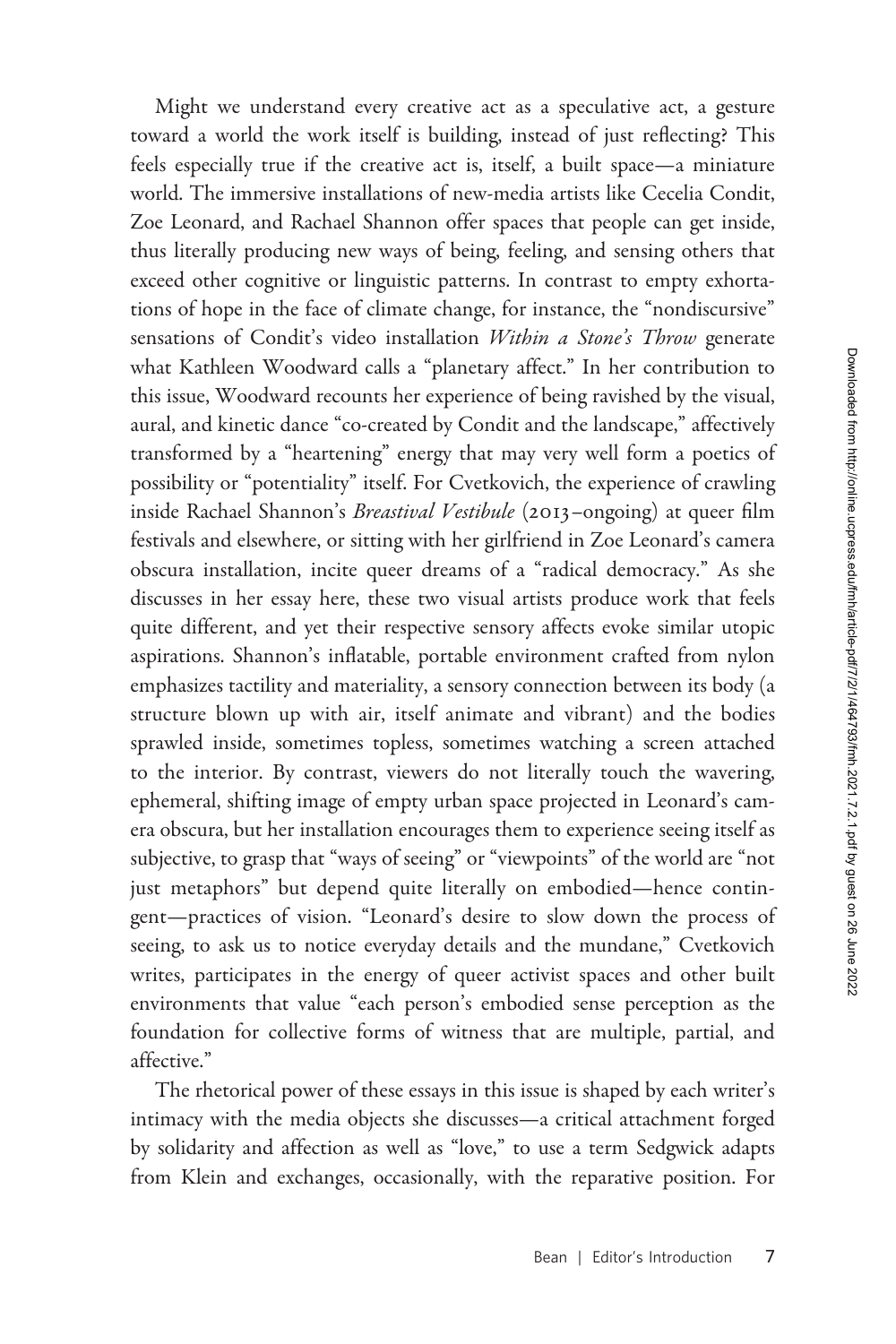Might we understand every creative act as a speculative act, a gesture toward a world the work itself is building, instead of just reflecting? This feels especially true if the creative act is, itself, a built space—a miniature world. The immersive installations of new-media artists like Cecelia Condit, Zoe Leonard, and Rachael Shannon offer spaces that people can get inside, thus literally producing new ways of being, feeling, and sensing others that exceed other cognitive or linguistic patterns. In contrast to empty exhortations of hope in the face of climate change, for instance, the "nondiscursive" sensations of Condit's video installation *Within a Stone's Throw* generate what Kathleen Woodward calls a "planetary affect." In her contribution to this issue, Woodward recounts her experience of being ravished by the visual, aural, and kinetic dance "co-created by Condit and the landscape," affectively transformed by a "heartening" energy that may very well form a poetics of possibility or "potentiality" itself. For Cvetkovich, the experience of crawling inside Rachael Shannon's *Breastival Vestibule* (2013–ongoing) at queer film festivals and elsewhere, or sitting with her girlfriend in Zoe Leonard's camera obscura installation, incite queer dreams of a "radical democracy." As she discusses in her essay here, these two visual artists produce work that feels quite different, and yet their respective sensory affects evoke similar utopic aspirations. Shannon's inflatable, portable environment crafted from nylon emphasizes tactility and materiality, a sensory connection between its body (a structure blown up with air, itself animate and vibrant) and the bodies sprawled inside, sometimes topless, sometimes watching a screen attached to the interior. By contrast, viewers do not literally touch the wavering, ephemeral, shifting image of empty urban space projected in Leonard's camera obscura, but her installation encourages them to experience seeing itself as subjective, to grasp that "ways of seeing" or "viewpoints" of the world are "not just metaphors" but depend quite literally on embodied—hence contingent—practices of vision. "Leonard's desire to slow down the process of seeing, to ask us to notice everyday details and the mundane," Cvetkovich writes, participates in the energy of queer activist spaces and other built environments that value "each person's embodied sense perception as the foundation for collective forms of witness that are multiple, partial, and affective."

The rhetorical power of these essays in this issue is shaped by each writer's intimacy with the media objects she discusses—a critical attachment forged by solidarity and affection as well as "love," to use a term Sedgwick adapts from Klein and exchanges, occasionally, with the reparative position. For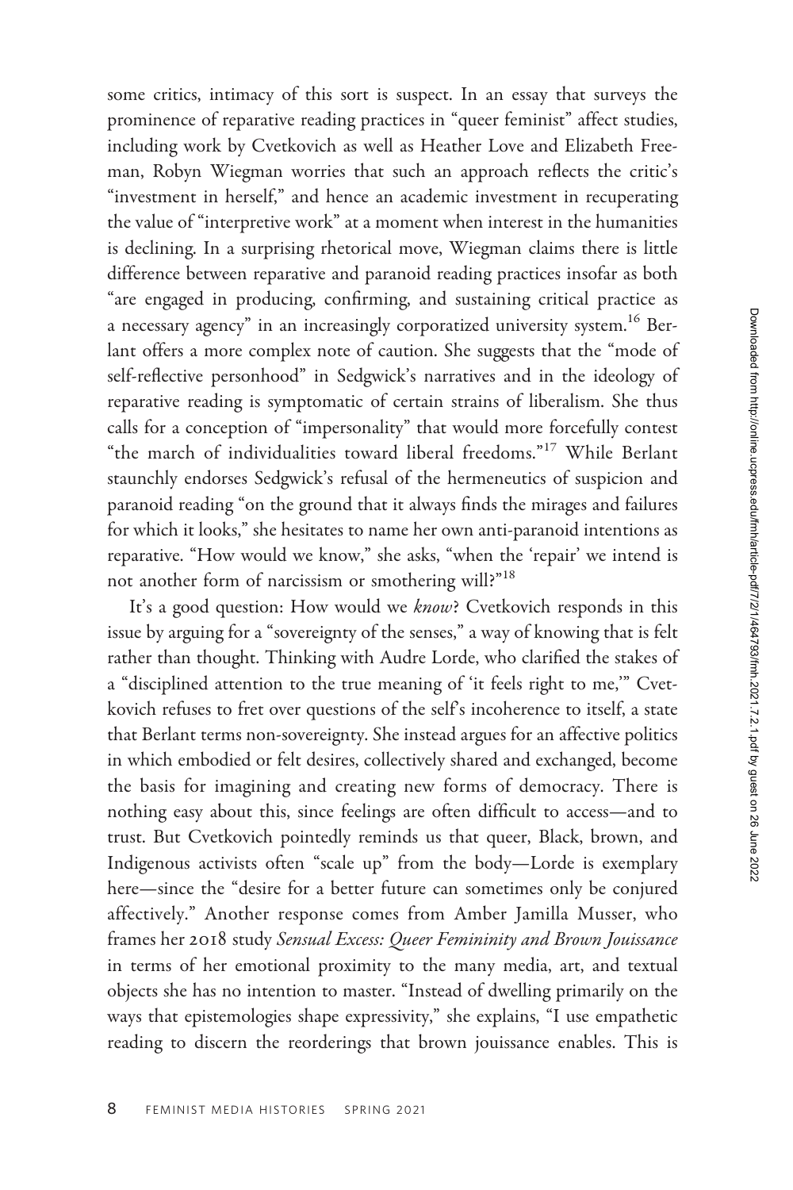some critics, intimacy of this sort is suspect. In an essay that surveys the prominence of reparative reading practices in "queer feminist" affect studies, including work by Cvetkovich as well as Heather Love and Elizabeth Freeman, Robyn Wiegman worries that such an approach reflects the critic's "investment in herself," and hence an academic investment in recuperating the value of "interpretive work" at a moment when interest in the humanities is declining. In a surprising rhetorical move, Wiegman claims there is little difference between reparative and paranoid reading practices insofar as both "are engaged in producing, confirming, and sustaining critical practice as a necessary agency" in an increasingly corporatized university system.[16] Berlant offers a more complex note of caution. She suggests that the "mode of self-reflective personhood" in Sedgwick's narratives and in the ideology of reparative reading is symptomatic of certain strains of liberalism. She thus calls for a conception of "impersonality" that would more forcefully contest "the march of individualities toward liberal freedoms."[17] While Berlant staunchly endorses Sedgwick's refusal of the hermeneutics of suspicion and paranoid reading "on the ground that it always finds the mirages and failures for which it looks," she hesitates to name her own anti-paranoid intentions as reparative. "How would we know," she asks, "when the 'repair' we intend is not another form of narcissism or smothering will?"[18]

It's a good question: How would we *know*? Cvetkovich responds in this issue by arguing for a "sovereignty of the senses," a way of knowing that is felt rather than thought. Thinking with Audre Lorde, who clarified the stakes of a "disciplined attention to the true meaning of 'it feels right to me,'" Cvetkovich refuses to fret over questions of the self's incoherence to itself, a state that Berlant terms non-sovereignty. She instead argues for an affective politics in which embodied or felt desires, collectively shared and exchanged, become the basis for imagining and creating new forms of democracy. There is nothing easy about this, since feelings are often difficult to access—and to trust. But Cvetkovich pointedly reminds us that queer, Black, brown, and Indigenous activists often "scale up" from the body—Lorde is exemplary here—since the "desire for a better future can sometimes only be conjured affectively." Another response comes from Amber Jamilla Musser, who frames her 2018 study *Sensual Excess: Queer Femininity and Brown Jouissance* in terms of her emotional proximity to the many media, art, and textual objects she has no intention to master. "Instead of dwelling primarily on the ways that epistemologies shape expressivity," she explains, "I use empathetic reading to discern the reorderings that brown jouissance enables. This is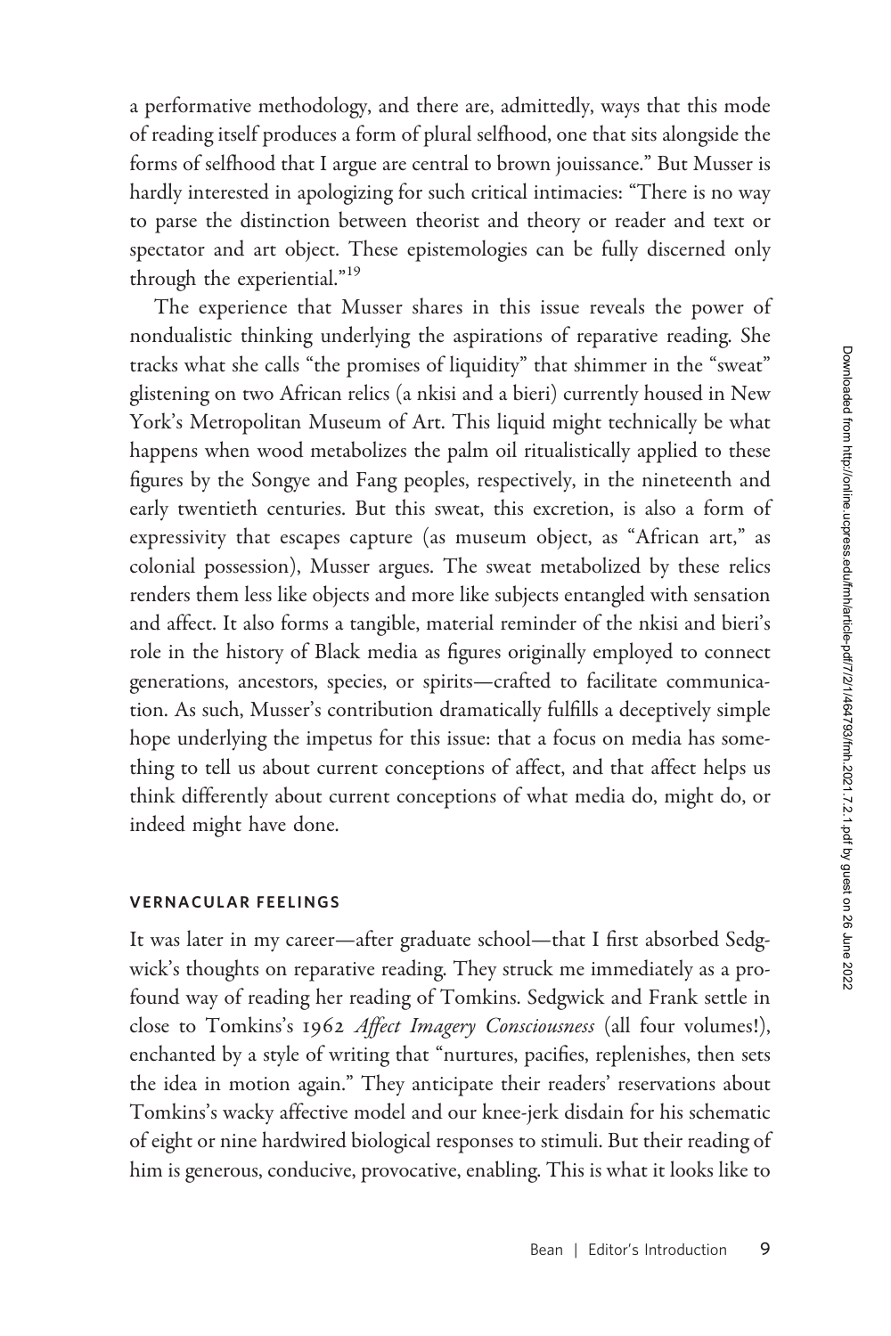a performative methodology, and there are, admittedly, ways that this mode of reading itself produces a form of plural selfhood, one that sits alongside the forms of selfhood that I argue are central to brown jouissance." But Musser is hardly interested in apologizing for such critical intimacies: "There is no way to parse the distinction between theorist and theory or reader and text or spectator and art object. These epistemologies can be fully discerned only through the experiential."[19]

The experience that Musser shares in this issue reveals the power of nondualistic thinking underlying the aspirations of reparative reading. She tracks what she calls "the promises of liquidity" that shimmer in the "sweat" glistening on two African relics (a nkisi and a bieri) currently housed in New York's Metropolitan Museum of Art. This liquid might technically be what happens when wood metabolizes the palm oil ritualistically applied to these figures by the Songye and Fang peoples, respectively, in the nineteenth and early twentieth centuries. But this sweat, this excretion, is also a form of expressivity that escapes capture (as museum object, as "African art," as colonial possession), Musser argues. The sweat metabolized by these relics renders them less like objects and more like subjects entangled with sensation and affect. It also forms a tangible, material reminder of the nkisi and bieri's role in the history of Black media as figures originally employed to connect generations, ancestors, species, or spirits—crafted to facilitate communication. As such, Musser's contribution dramatically fulfills a deceptively simple hope underlying the impetus for this issue: that a focus on media has something to tell us about current conceptions of affect, and that affect helps us think differently about current conceptions of what media do, might do, or indeed might have done.

## VERNACULAR FEELINGS

It was later in my career—after graduate school—that I first absorbed Sedgwick's thoughts on reparative reading. They struck me immediately as a profound way of reading her reading of Tomkins. Sedgwick and Frank settle in close to Tomkins's 1962 *Affect Imagery Consciousness* (all four volumes!), enchanted by a style of writing that "nurtures, pacifies, replenishes, then sets the idea in motion again." They anticipate their readers' reservations about Tomkins's wacky affective model and our knee-jerk disdain for his schematic of eight or nine hardwired biological responses to stimuli. But their reading of him is generous, conducive, provocative, enabling. This is what it looks like to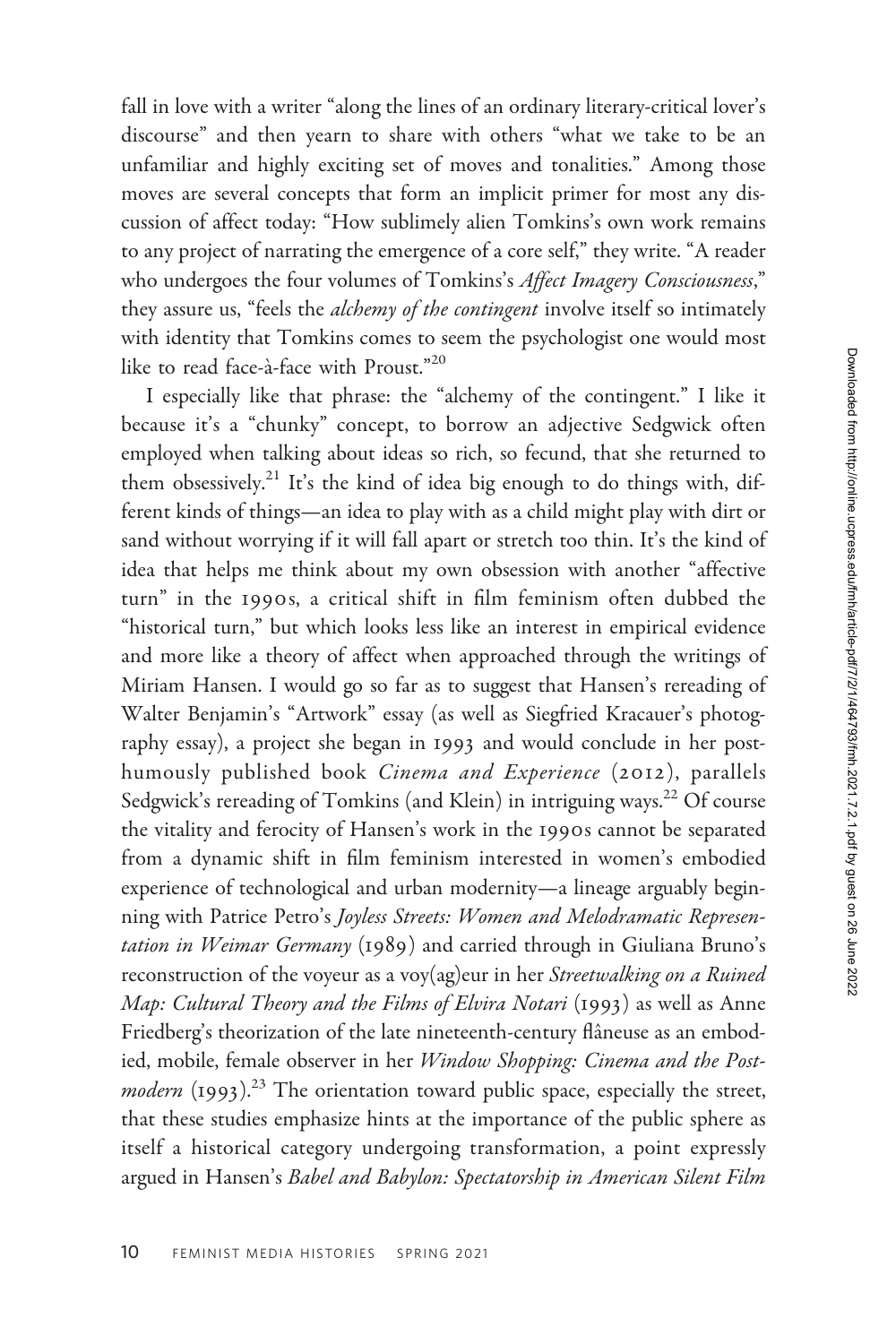fall in love with a writer "along the lines of an ordinary literary-critical lover's discourse" and then yearn to share with others "what we take to be an unfamiliar and highly exciting set of moves and tonalities." Among those moves are several concepts that form an implicit primer for most any discussion of affect today: "How sublimely alien Tomkins's own work remains to any project of narrating the emergence of a core self," they write. "A reader who undergoes the four volumes of Tomkins's *Affect Imagery Consciousness*," they assure us, "feels the *alchemy of the contingent* involve itself so intimately with identity that Tomkins comes to seem the psychologist one would most like to read face-à-face with Proust."[20]

I especially like that phrase: the "alchemy of the contingent." I like it because it's a "chunky" concept, to borrow an adjective Sedgwick often employed when talking about ideas so rich, so fecund, that she returned to them obsessively.[21] It's the kind of idea big enough to do things with, different kinds of things—an idea to play with as a child might play with dirt or sand without worrying if it will fall apart or stretch too thin. It's the kind of idea that helps me think about my own obsession with another "affective turn" in the 1990s, a critical shift in film feminism often dubbed the "historical turn," but which looks less like an interest in empirical evidence and more like a theory of affect when approached through the writings of Miriam Hansen. I would go so far as to suggest that Hansen's rereading of Walter Benjamin's "Artwork" essay (as well as Siegfried Kracauer's photography essay), a project she began in 1993 and would conclude in her posthumously published book *Cinema and Experience* (2012), parallels Sedgwick's rereading of Tomkins (and Klein) in intriguing ways.[22] Of course the vitality and ferocity of Hansen's work in the 1990s cannot be separated from a dynamic shift in film feminism interested in women's embodied experience of technological and urban modernity—a lineage arguably beginning with Patrice Petro's *Joyless Streets: Women and Melodramatic Representation in Weimar Germany* (1989) and carried through in Giuliana Bruno's reconstruction of the voyeur as a voy(ag)eur in her *Streetwalking on a Ruined Map: Cultural Theory and the Films of Elvira Notari* (1993) as well as Anne Friedberg's theorization of the late nineteenth-century flâneuse as an embodied, mobile, female observer in her *Window Shopping: Cinema and the Postmodern* (1993).[23] The orientation toward public space, especially the street, that these studies emphasize hints at the importance of the public sphere as itself a historical category undergoing transformation, a point expressly argued in Hansen's *Babel and Babylon: Spectatorship in American Silent Film*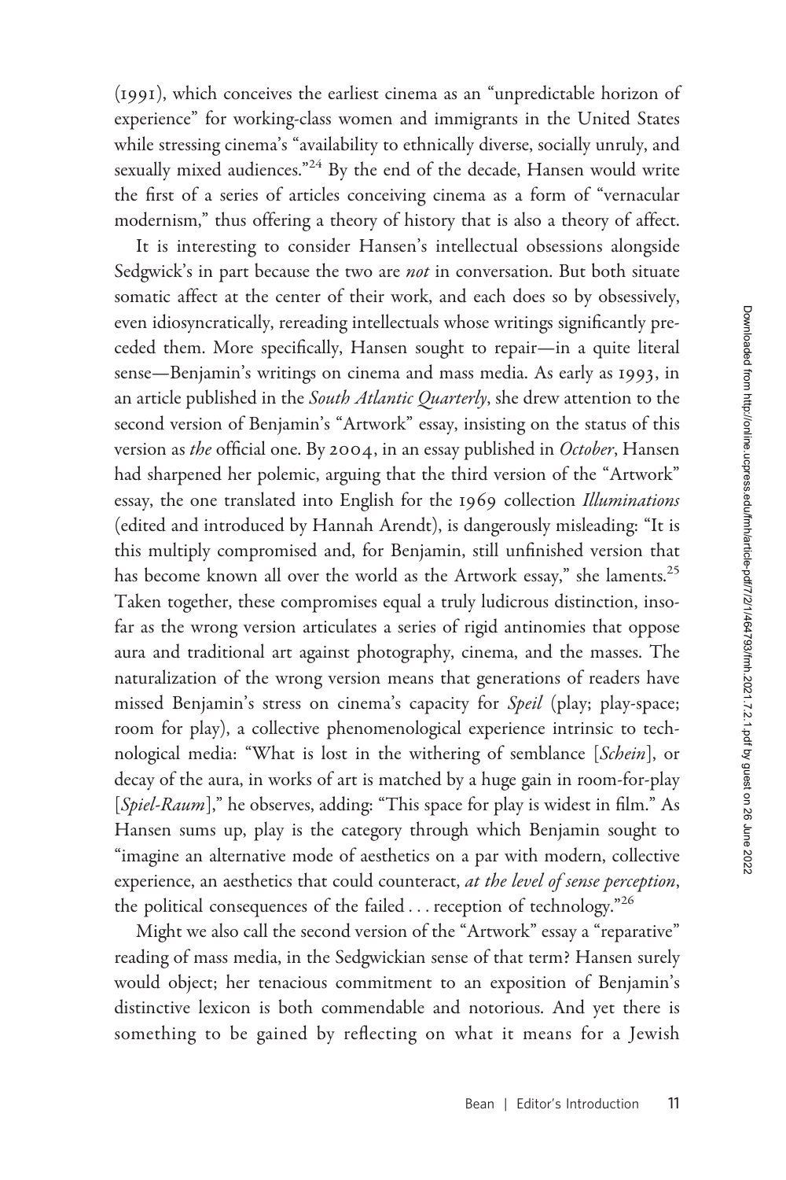(1991), which conceives the earliest cinema as an "unpredictable horizon of experience" for working-class women and immigrants in the United States while stressing cinema's "availability to ethnically diverse, socially unruly, and sexually mixed audiences."[24] By the end of the decade, Hansen would write the first of a series of articles conceiving cinema as a form of "vernacular modernism," thus offering a theory of history that is also a theory of affect.

It is interesting to consider Hansen's intellectual obsessions alongside Sedgwick's in part because the two are *not* in conversation. But both situate somatic affect at the center of their work, and each does so by obsessively, even idiosyncratically, rereading intellectuals whose writings significantly preceded them. More specifically, Hansen sought to repair—in a quite literal sense—Benjamin's writings on cinema and mass media. As early as 1993, in an article published in the *South Atlantic Quarterly*, she drew attention to the second version of Benjamin's "Artwork" essay, insisting on the status of this version as *the* official one. By 2004, in an essay published in *October*, Hansen had sharpened her polemic, arguing that the third version of the "Artwork" essay, the one translated into English for the 1969 collection *Illuminations* (edited and introduced by Hannah Arendt), is dangerously misleading: "It is this multiply compromised and, for Benjamin, still unfinished version that has become known all over the world as the Artwork essay," she laments.[25] Taken together, these compromises equal a truly ludicrous distinction, insofar as the wrong version articulates a series of rigid antinomies that oppose aura and traditional art against photography, cinema, and the masses. The naturalization of the wrong version means that generations of readers have missed Benjamin's stress on cinema's capacity for *Speil* (play; play-space; room for play), a collective phenomenological experience intrinsic to technological media: "What is lost in the withering of semblance [*Schein*], or decay of the aura, in works of art is matched by a huge gain in room-for-play [*Spiel-Raum*]," he observes, adding: "This space for play is widest in film." As Hansen sums up, play is the category through which Benjamin sought to "imagine an alternative mode of aesthetics on a par with modern, collective experience, an aesthetics that could counteract, *at the level of sense perception*, the political consequences of the failed . . . reception of technology."[26]

Might we also call the second version of the "Artwork" essay a "reparative" reading of mass media, in the Sedgwickian sense of that term? Hansen surely would object; her tenacious commitment to an exposition of Benjamin's distinctive lexicon is both commendable and notorious. And yet there is something to be gained by reflecting on what it means for a Jewish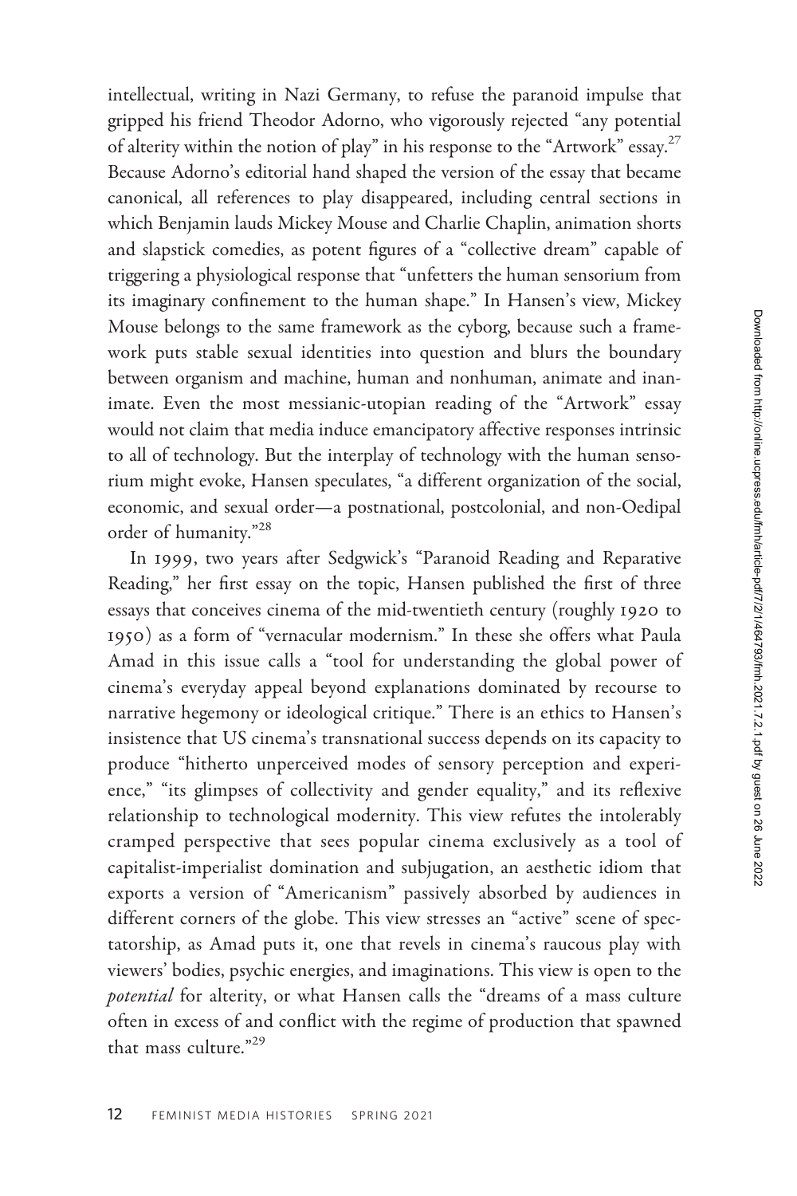intellectual, writing in Nazi Germany, to refuse the paranoid impulse that gripped his friend Theodor Adorno, who vigorously rejected "any potential of alterity within the notion of play" in his response to the "Artwork" essay.[27] Because Adorno's editorial hand shaped the version of the essay that became canonical, all references to play disappeared, including central sections in which Benjamin lauds Mickey Mouse and Charlie Chaplin, animation shorts and slapstick comedies, as potent figures of a "collective dream" capable of triggering a physiological response that "unfetters the human sensorium from its imaginary confinement to the human shape." In Hansen's view, Mickey Mouse belongs to the same framework as the cyborg, because such a framework puts stable sexual identities into question and blurs the boundary between organism and machine, human and nonhuman, animate and inanimate. Even the most messianic-utopian reading of the "Artwork" essay would not claim that media induce emancipatory affective responses intrinsic to all of technology. But the interplay of technology with the human sensorium might evoke, Hansen speculates, "a different organization of the social, economic, and sexual order—a postnational, postcolonial, and non-Oedipal order of humanity."[28]

In 1999, two years after Sedgwick's "Paranoid Reading and Reparative Reading," her first essay on the topic, Hansen published the first of three essays that conceives cinema of the mid-twentieth century (roughly 1920 to 1950) as a form of "vernacular modernism." In these she offers what Paula Amad in this issue calls a "tool for understanding the global power of cinema's everyday appeal beyond explanations dominated by recourse to narrative hegemony or ideological critique." There is an ethics to Hansen's insistence that US cinema's transnational success depends on its capacity to produce "hitherto unperceived modes of sensory perception and experience," "its glimpses of collectivity and gender equality," and its reflexive relationship to technological modernity. This view refutes the intolerably cramped perspective that sees popular cinema exclusively as a tool of capitalist-imperialist domination and subjugation, an aesthetic idiom that exports a version of "Americanism" passively absorbed by audiences in different corners of the globe. This view stresses an "active" scene of spectatorship, as Amad puts it, one that revels in cinema's raucous play with viewers' bodies, psychic energies, and imaginations. This view is open to the *potential* for alterity, or what Hansen calls the "dreams of a mass culture often in excess of and conflict with the regime of production that spawned that mass culture."[29]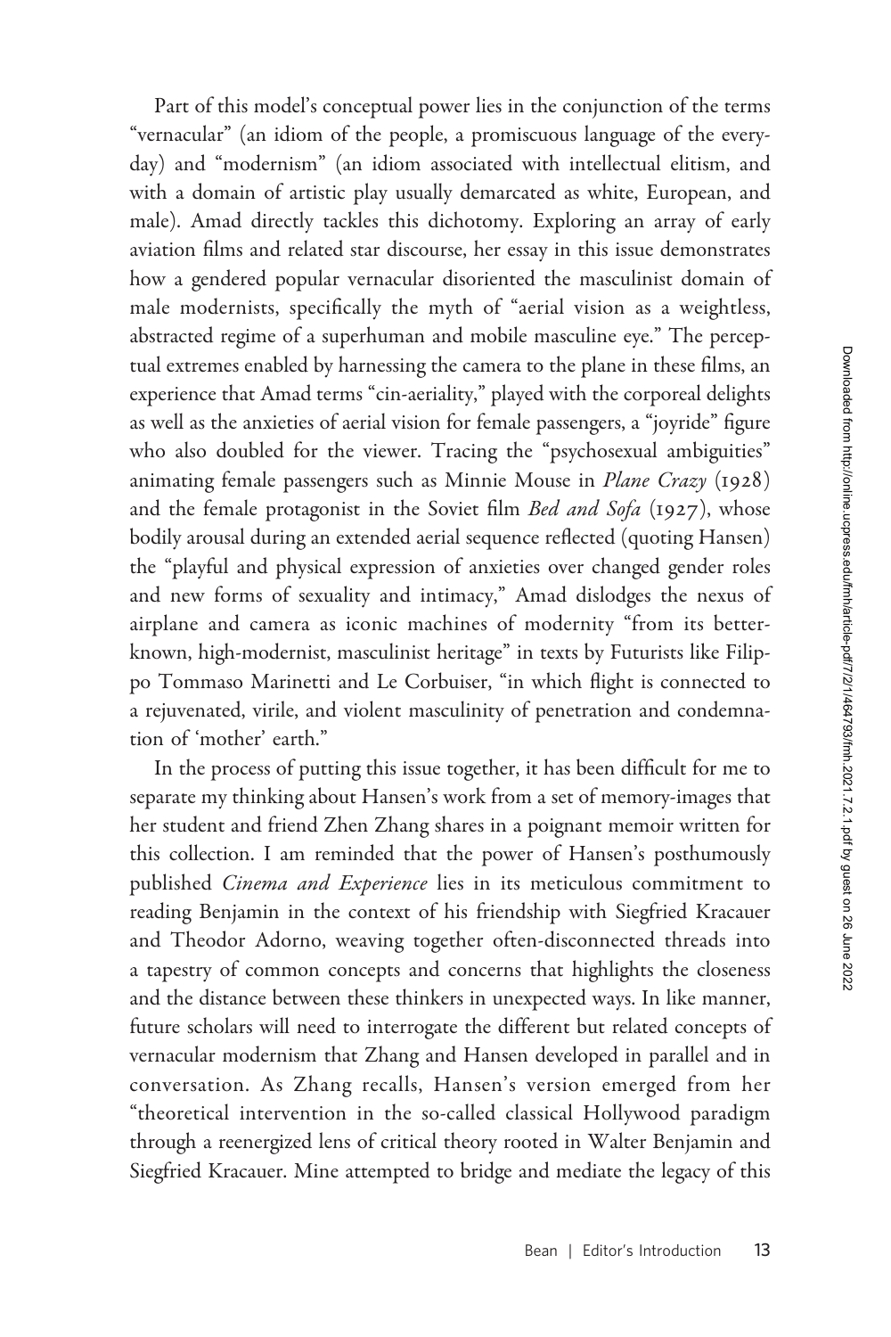Part of this model's conceptual power lies in the conjunction of the terms "vernacular" (an idiom of the people, a promiscuous language of the everyday) and "modernism" (an idiom associated with intellectual elitism, and with a domain of artistic play usually demarcated as white, European, and male). Amad directly tackles this dichotomy. Exploring an array of early aviation films and related star discourse, her essay in this issue demonstrates how a gendered popular vernacular disoriented the masculinist domain of male modernists, specifically the myth of "aerial vision as a weightless, abstracted regime of a superhuman and mobile masculine eye." The perceptual extremes enabled by harnessing the camera to the plane in these films, an experience that Amad terms "cin-aeriality," played with the corporeal delights as well as the anxieties of aerial vision for female passengers, a "joyride" figure who also doubled for the viewer. Tracing the "psychosexual ambiguities" animating female passengers such as Minnie Mouse in *Plane Crazy* (1928) and the female protagonist in the Soviet film *Bed and Sofa* (1927), whose bodily arousal during an extended aerial sequence reflected (quoting Hansen) the "playful and physical expression of anxieties over changed gender roles and new forms of sexuality and intimacy," Amad dislodges the nexus of airplane and camera as iconic machines of modernity "from its better-known, high-modernist, masculinist heritage" in texts by Futurists like Filippo Tommaso Marinetti and Le Corbuiser, "in which flight is connected to a rejuvenated, virile, and violent masculinity of penetration and condemnation of 'mother' earth."

In the process of putting this issue together, it has been difficult for me to separate my thinking about Hansen's work from a set of memory-images that her student and friend Zhen Zhang shares in a poignant memoir written for this collection. I am reminded that the power of Hansen's posthumously published *Cinema and Experience* lies in its meticulous commitment to reading Benjamin in the context of his friendship with Siegfried Kracauer and Theodor Adorno, weaving together often-disconnected threads into a tapestry of common concepts and concerns that highlights the closeness and the distance between these thinkers in unexpected ways. In like manner, future scholars will need to interrogate the different but related concepts of vernacular modernism that Zhang and Hansen developed in parallel and in conversation. As Zhang recalls, Hansen's version emerged from her "theoretical intervention in the so-called classical Hollywood paradigm through a reenergized lens of critical theory rooted in Walter Benjamin and Siegfried Kracauer. Mine attempted to bridge and mediate the legacy of this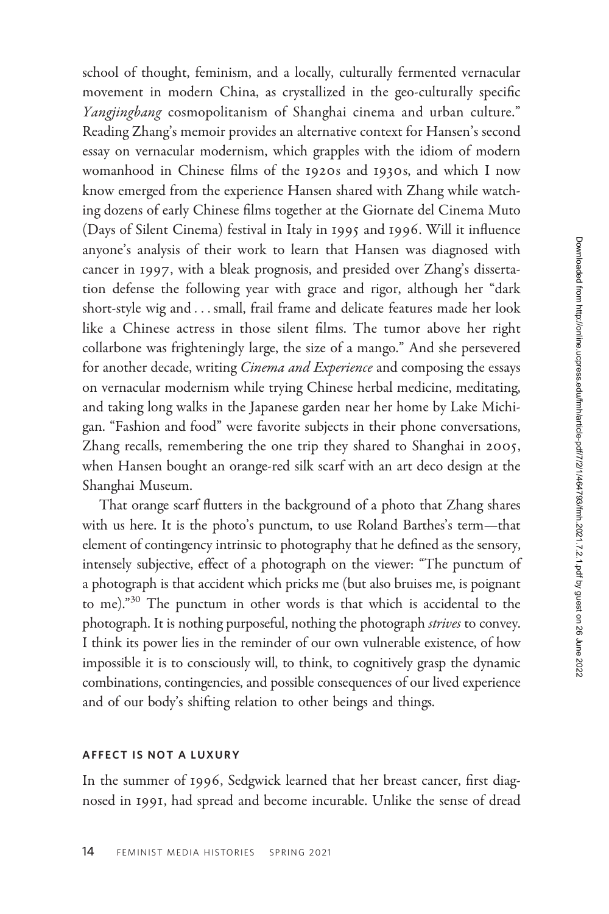school of thought, feminism, and a locally, culturally fermented vernacular movement in modern China, as crystallized in the geo-culturally specific *Yangjingbang* cosmopolitanism of Shanghai cinema and urban culture." Reading Zhang's memoir provides an alternative context for Hansen's second essay on vernacular modernism, which grapples with the idiom of modern womanhood in Chinese films of the 1920s and 1930s, and which I now know emerged from the experience Hansen shared with Zhang while watching dozens of early Chinese films together at the Giornate del Cinema Muto (Days of Silent Cinema) festival in Italy in 1995 and 1996. Will it influence anyone's analysis of their work to learn that Hansen was diagnosed with cancer in 1997, with a bleak prognosis, and presided over Zhang's dissertation defense the following year with grace and rigor, although her "dark short-style wig and . . . small, frail frame and delicate features made her look like a Chinese actress in those silent films. The tumor above her right collarbone was frighteningly large, the size of a mango." And she persevered for another decade, writing *Cinema and Experience* and composing the essays on vernacular modernism while trying Chinese herbal medicine, meditating, and taking long walks in the Japanese garden near her home by Lake Michigan. "Fashion and food" were favorite subjects in their phone conversations, Zhang recalls, remembering the one trip they shared to Shanghai in 2005, when Hansen bought an orange-red silk scarf with an art deco design at the Shanghai Museum.

That orange scarf flutters in the background of a photo that Zhang shares with us here. It is the photo's punctum, to use Roland Barthes's term—that element of contingency intrinsic to photography that he defined as the sensory, intensely subjective, effect of a photograph on the viewer: "The punctum of a photograph is that accident which pricks me (but also bruises me, is poignant to me)."[30] The punctum in other words is that which is accidental to the photograph. It is nothing purposeful, nothing the photograph *strives* to convey. I think its power lies in the reminder of our own vulnerable existence, of how impossible it is to consciously will, to think, to cognitively grasp the dynamic combinations, contingencies, and possible consequences of our lived experience and of our body's shifting relation to other beings and things.

## AFFECT IS NOT A LUXURY

In the summer of 1996, Sedgwick learned that her breast cancer, first diagnosed in 1991, had spread and become incurable. Unlike the sense of dread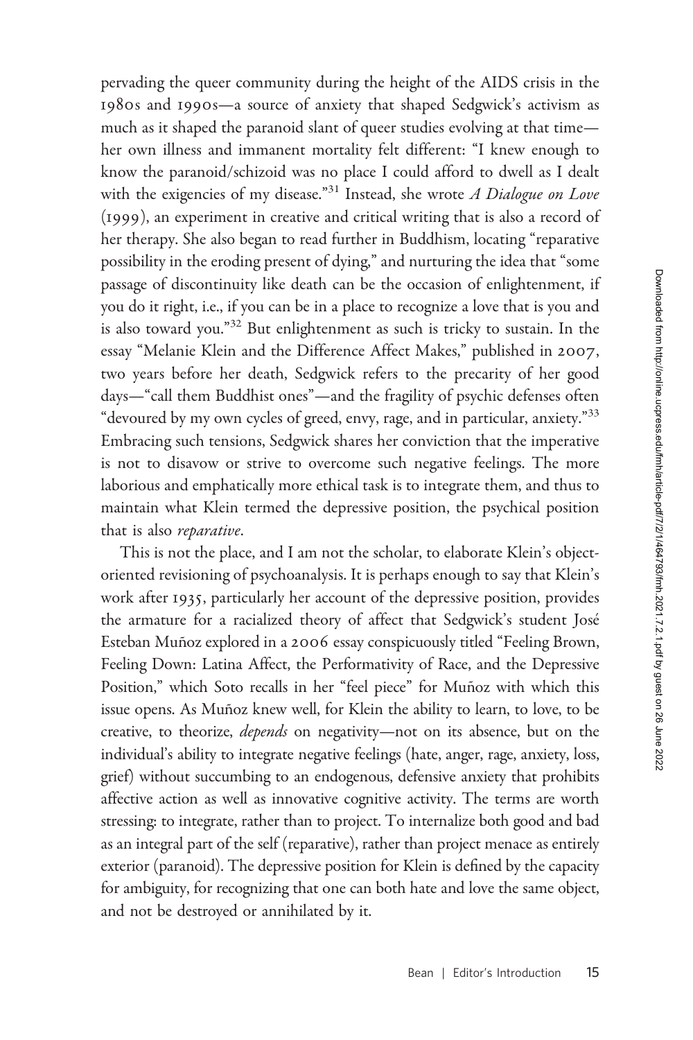pervading the queer community during the height of the AIDS crisis in the 1980s and 1990s—a source of anxiety that shaped Sedgwick's activism as much as it shaped the paranoid slant of queer studies evolving at that time—her own illness and immanent mortality felt different: "I knew enough to know the paranoid/schizoid was no place I could afford to dwell as I dealt with the exigencies of my disease."[31] Instead, she wrote *A Dialogue on Love* (1999), an experiment in creative and critical writing that is also a record of her therapy. She also began to read further in Buddhism, locating "reparative possibility in the eroding present of dying," and nurturing the idea that "some passage of discontinuity like death can be the occasion of enlightenment, if you do it right, i.e., if you can be in a place to recognize a love that is you and is also toward you."[32] But enlightenment as such is tricky to sustain. In the essay "Melanie Klein and the Difference Affect Makes," published in 2007, two years before her death, Sedgwick refers to the precarity of her good days—"call them Buddhist ones"—and the fragility of psychic defenses often "devoured by my own cycles of greed, envy, rage, and in particular, anxiety."[33] Embracing such tensions, Sedgwick shares her conviction that the imperative is not to disavow or strive to overcome such negative feelings. The more laborious and emphatically more ethical task is to integrate them, and thus to maintain what Klein termed the depressive position, the psychical position that is also *reparative*.

This is not the place, and I am not the scholar, to elaborate Klein's object-oriented revisioning of psychoanalysis. It is perhaps enough to say that Klein's work after 1935, particularly her account of the depressive position, provides the armature for a racialized theory of affect that Sedgwick's student José Esteban Muñoz explored in a 2006 essay conspicuously titled "Feeling Brown, Feeling Down: Latina Affect, the Performativity of Race, and the Depressive Position," which Soto recalls in her "feel piece" for Muñoz with which this issue opens. As Muñoz knew well, for Klein the ability to learn, to love, to be creative, to theorize, *depends* on negativity—not on its absence, but on the individual's ability to integrate negative feelings (hate, anger, rage, anxiety, loss, grief) without succumbing to an endogenous, defensive anxiety that prohibits affective action as well as innovative cognitive activity. The terms are worth stressing: to integrate, rather than to project. To internalize both good and bad as an integral part of the self (reparative), rather than project menace as entirely exterior (paranoid). The depressive position for Klein is defined by the capacity for ambiguity, for recognizing that one can both hate and love the same object, and not be destroyed or annihilated by it.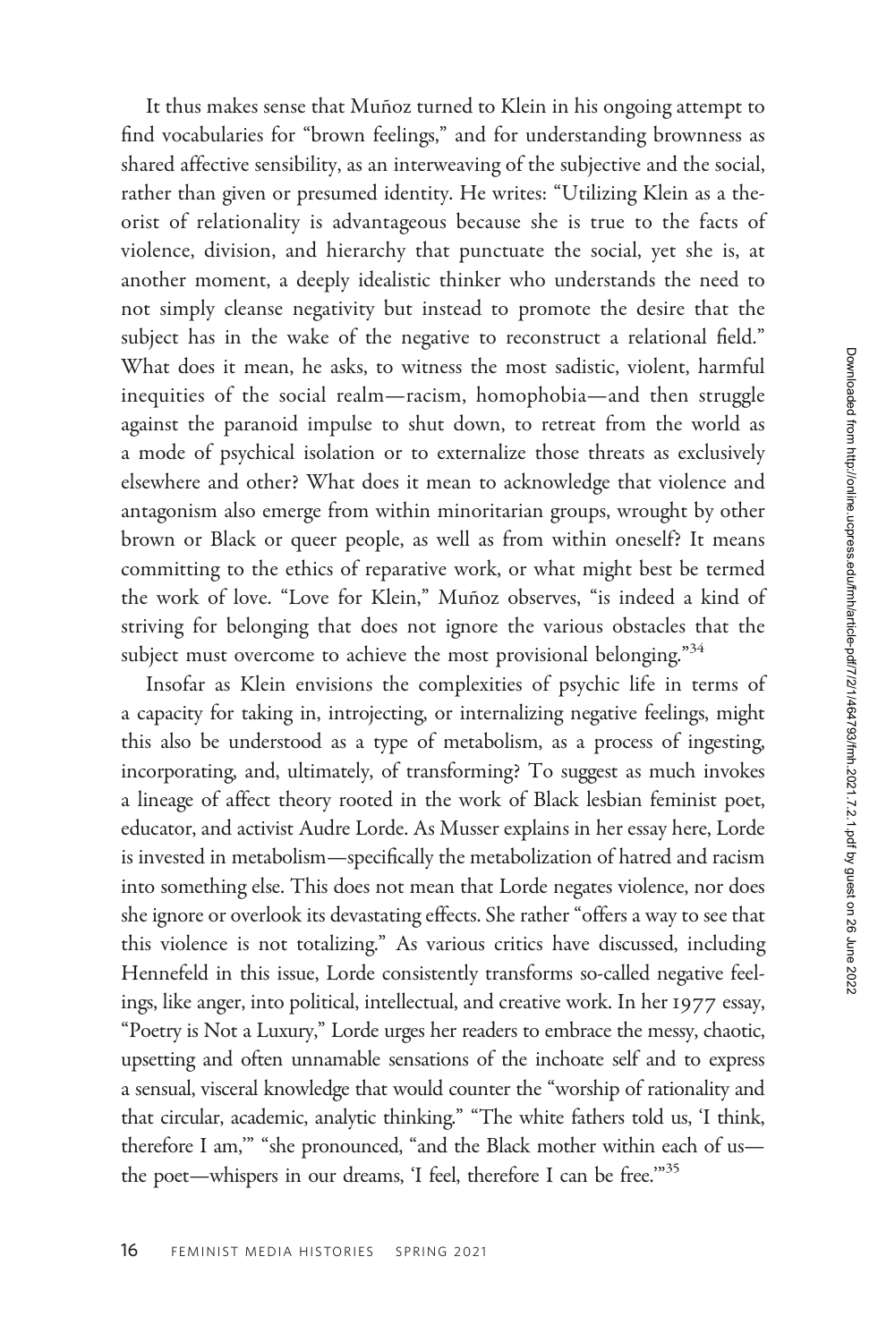It thus makes sense that Muñoz turned to Klein in his ongoing attempt to find vocabularies for "brown feelings," and for understanding brownness as shared affective sensibility, as an interweaving of the subjective and the social, rather than given or presumed identity. He writes: "Utilizing Klein as a theorist of relationality is advantageous because she is true to the facts of violence, division, and hierarchy that punctuate the social, yet she is, at another moment, a deeply idealistic thinker who understands the need to not simply cleanse negativity but instead to promote the desire that the subject has in the wake of the negative to reconstruct a relational field." What does it mean, he asks, to witness the most sadistic, violent, harmful inequities of the social realm—racism, homophobia—and then struggle against the paranoid impulse to shut down, to retreat from the world as a mode of psychical isolation or to externalize those threats as exclusively elsewhere and other? What does it mean to acknowledge that violence and antagonism also emerge from within minoritarian groups, wrought by other brown or Black or queer people, as well as from within oneself? It means committing to the ethics of reparative work, or what might best be termed the work of love. "Love for Klein," Muñoz observes, "is indeed a kind of striving for belonging that does not ignore the various obstacles that the subject must overcome to achieve the most provisional belonging."[34]

Insofar as Klein envisions the complexities of psychic life in terms of a capacity for taking in, introjecting, or internalizing negative feelings, might this also be understood as a type of metabolism, as a process of ingesting, incorporating, and, ultimately, of transforming? To suggest as much invokes a lineage of affect theory rooted in the work of Black lesbian feminist poet, educator, and activist Audre Lorde. As Musser explains in her essay here, Lorde is invested in metabolism—specifically the metabolization of hatred and racism into something else. This does not mean that Lorde negates violence, nor does she ignore or overlook its devastating effects. She rather "offers a way to see that this violence is not totalizing." As various critics have discussed, including Hennefeld in this issue, Lorde consistently transforms so-called negative feelings, like anger, into political, intellectual, and creative work. In her 1977 essay, "Poetry is Not a Luxury," Lorde urges her readers to embrace the messy, chaotic, upsetting and often unnamable sensations of the inchoate self and to express a sensual, visceral knowledge that would counter the "worship of rationality and that circular, academic, analytic thinking." "The white fathers told us, 'I think, therefore I am,'" "she pronounced, "and the Black mother within each of us—the poet—whispers in our dreams, 'I feel, therefore I can be free.'"[35]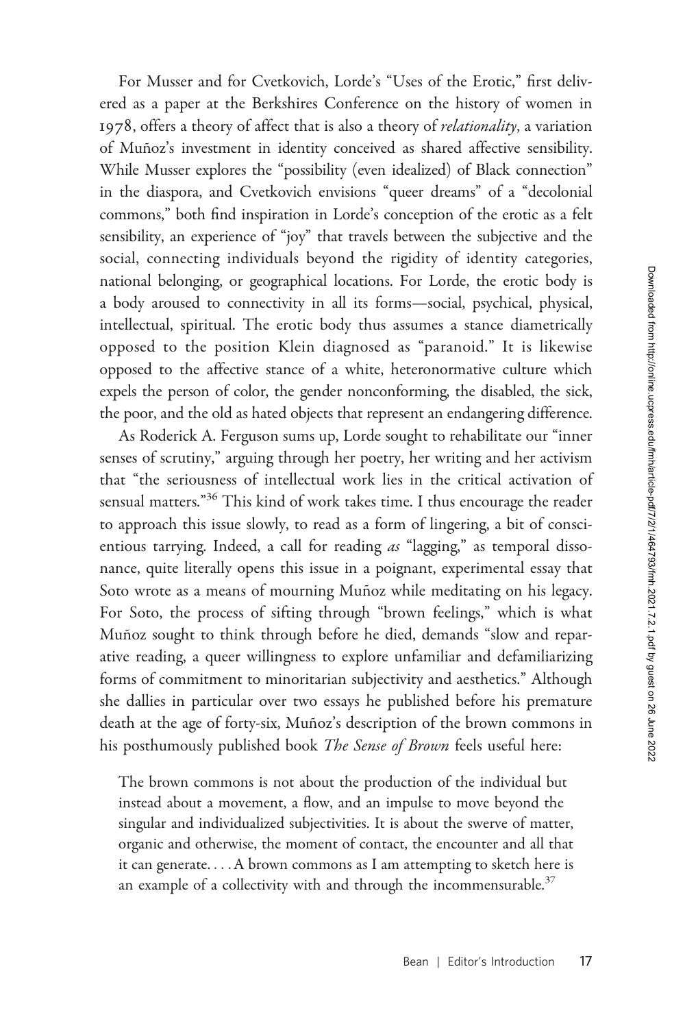For Musser and for Cvetkovich, Lorde's "Uses of the Erotic," first delivered as a paper at the Berkshires Conference on the history of women in 1978, offers a theory of affect that is also a theory of *relationality*, a variation of Muñoz's investment in identity conceived as shared affective sensibility. While Musser explores the "possibility (even idealized) of Black connection" in the diaspora, and Cvetkovich envisions "queer dreams" of a "decolonial commons," both find inspiration in Lorde's conception of the erotic as a felt sensibility, an experience of "joy" that travels between the subjective and the social, connecting individuals beyond the rigidity of identity categories, national belonging, or geographical locations. For Lorde, the erotic body is a body aroused to connectivity in all its forms—social, psychical, physical, intellectual, spiritual. The erotic body thus assumes a stance diametrically opposed to the position Klein diagnosed as "paranoid." It is likewise opposed to the affective stance of a white, heteronormative culture which expels the person of color, the gender nonconforming, the disabled, the sick, the poor, and the old as hated objects that represent an endangering difference.

As Roderick A. Ferguson sums up, Lorde sought to rehabilitate our "inner senses of scrutiny," arguing through her poetry, her writing and her activism that "the seriousness of intellectual work lies in the critical activation of sensual matters."[36] This kind of work takes time. I thus encourage the reader to approach this issue slowly, to read as a form of lingering, a bit of conscientious tarrying. Indeed, a call for reading *as* "lagging," as temporal dissonance, quite literally opens this issue in a poignant, experimental essay that Soto wrote as a means of mourning Muñoz while meditating on his legacy. For Soto, the process of sifting through "brown feelings," which is what Muñoz sought to think through before he died, demands "slow and reparative reading, a queer willingness to explore unfamiliar and defamiliarizing forms of commitment to minoritarian subjectivity and aesthetics." Although she dallies in particular over two essays he published before his premature death at the age of forty-six, Muñoz's description of the brown commons in his posthumously published book *The Sense of Brown* feels useful here:

> The brown commons is not about the production of the individual but instead about a movement, a flow, and an impulse to move beyond the singular and individualized subjectivities. It is about the swerve of matter, organic and otherwise, the moment of contact, the encounter and all that it can generate. . . . A brown commons as I am attempting to sketch here is an example of a collectivity with and through the incommensurable.[37]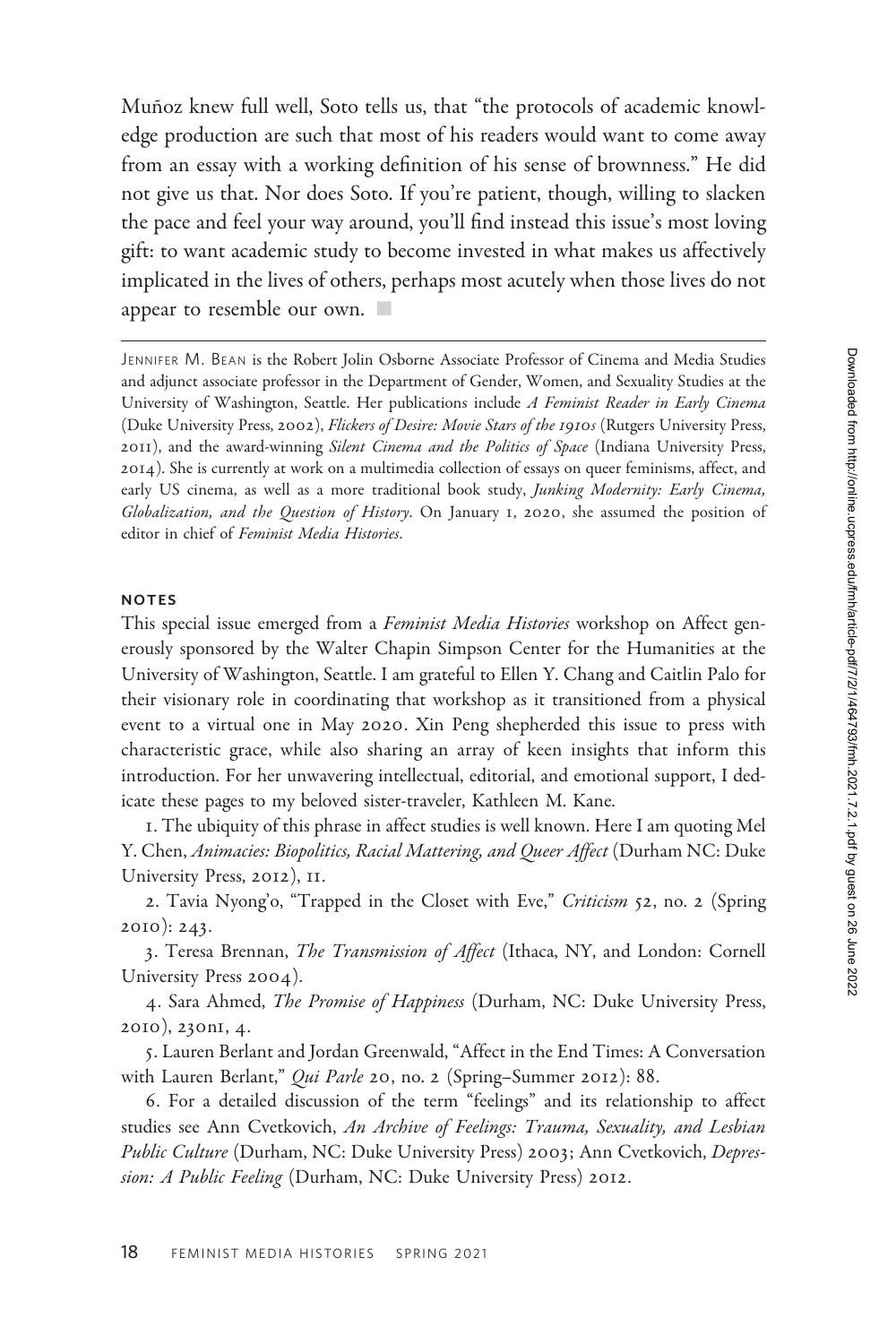Muñoz knew full well, Soto tells us, that "the protocols of academic knowledge production are such that most of his readers would want to come away from an essay with a working definition of his sense of brownness." He did not give us that. Nor does Soto. If you're patient, though, willing to slacken the pace and feel your way around, you'll find instead this issue's most loving gift: to want academic study to become invested in what makes us affectively implicated in the lives of others, perhaps most acutely when those lives do not appear to resemble our own. ■

---

JENNIFER M. BEAN is the Robert Jolin Osborne Associate Professor of Cinema and Media Studies and adjunct associate professor in the Department of Gender, Women, and Sexuality Studies at the University of Washington, Seattle. Her publications include *A Feminist Reader in Early Cinema* (Duke University Press, 2002), *Flickers of Desire: Movie Stars of the 1910s* (Rutgers University Press, 2011), and the award-winning *Silent Cinema and the Politics of Space* (Indiana University Press, 2014). She is currently at work on a multimedia collection of essays on queer feminisms, affect, and early US cinema, as well as a more traditional book study, *Junking Modernity: Early Cinema, Globalization, and the Question of History*. On January 1, 2020, she assumed the position of editor in chief of *Feminist Media Histories*.

## NOTES

This special issue emerged from a *Feminist Media Histories* workshop on Affect generously sponsored by the Walter Chapin Simpson Center for the Humanities at the University of Washington, Seattle. I am grateful to Ellen Y. Chang and Caitlin Palo for their visionary role in coordinating that workshop as it transitioned from a physical event to a virtual one in May 2020. Xin Peng shepherded this issue to press with characteristic grace, while also sharing an array of keen insights that inform this introduction. For her unwavering intellectual, editorial, and emotional support, I dedicate these pages to my beloved sister-traveler, Kathleen M. Kane.

1. The ubiquity of this phrase in affect studies is well known. Here I am quoting Mel Y. Chen, *Animacies: Biopolitics, Racial Mattering, and Queer Affect* (Durham NC: Duke University Press, 2012), 11.

2. Tavia Nyong'o, "Trapped in the Closet with Eve," *Criticism* 52, no. 2 (Spring 2010): 243.

3. Teresa Brennan, *The Transmission of Affect* (Ithaca, NY, and London: Cornell University Press 2004).

4. Sara Ahmed, *The Promise of Happiness* (Durham, NC: Duke University Press, 2010), 230n1, 4.

5. Lauren Berlant and Jordan Greenwald, "Affect in the End Times: A Conversation with Lauren Berlant," *Qui Parle* 20, no. 2 (Spring–Summer 2012): 88.

6. For a detailed discussion of the term "feelings" and its relationship to affect studies see Ann Cvetkovich, *An Archive of Feelings: Trauma, Sexuality, and Lesbian Public Culture* (Durham, NC: Duke University Press) 2003; Ann Cvetkovich, *Depression: A Public Feeling* (Durham, NC: Duke University Press) 2012.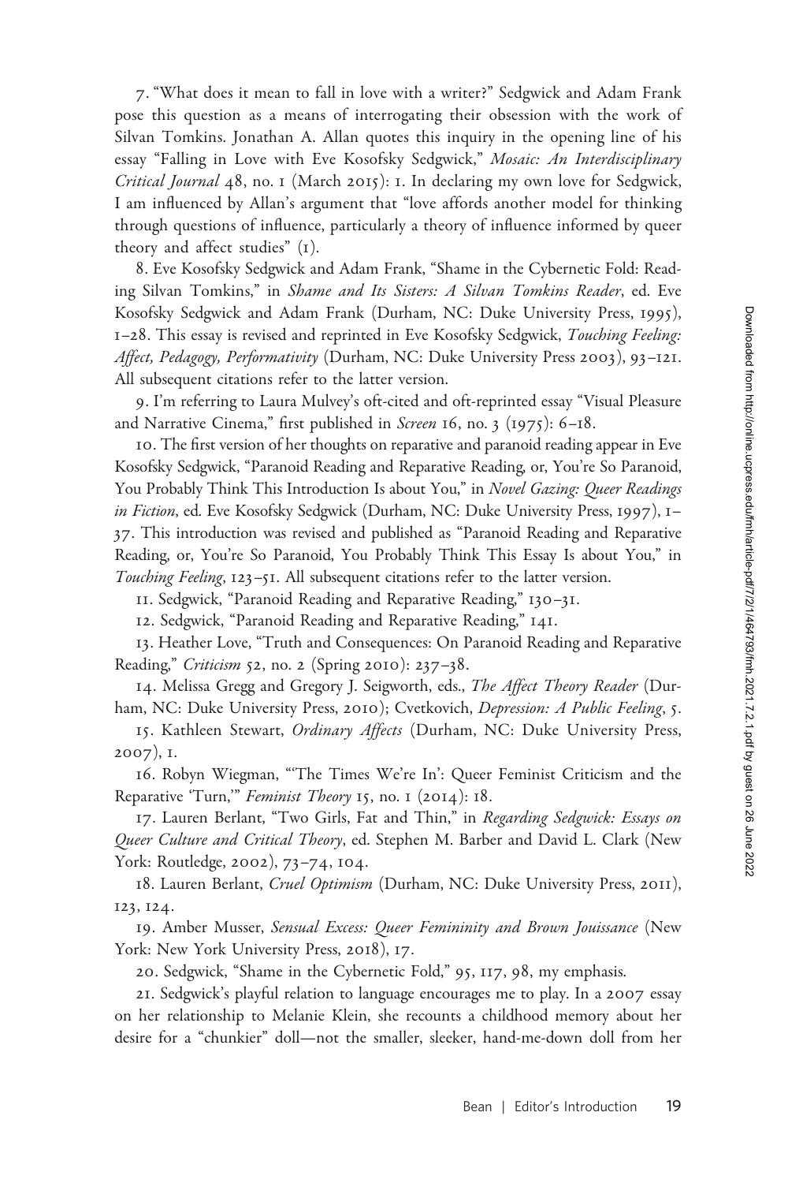7. "What does it mean to fall in love with a writer?" Sedgwick and Adam Frank pose this question as a means of interrogating their obsession with the work of Silvan Tomkins. Jonathan A. Allan quotes this inquiry in the opening line of his essay "Falling in Love with Eve Kosofsky Sedgwick," *Mosaic: An Interdisciplinary Critical Journal* 48, no. 1 (March 2015): 1. In declaring my own love for Sedgwick, I am influenced by Allan's argument that "love affords another model for thinking through questions of influence, particularly a theory of influence informed by queer theory and affect studies" (1).

8. Eve Kosofsky Sedgwick and Adam Frank, "Shame in the Cybernetic Fold: Reading Silvan Tomkins," in *Shame and Its Sisters: A Silvan Tomkins Reader*, ed. Eve Kosofsky Sedgwick and Adam Frank (Durham, NC: Duke University Press, 1995), 1–28. This essay is revised and reprinted in Eve Kosofsky Sedgwick, *Touching Feeling: Affect, Pedagogy, Performativity* (Durham, NC: Duke University Press 2003), 93–121. All subsequent citations refer to the latter version.

9. I'm referring to Laura Mulvey's oft-cited and oft-reprinted essay "Visual Pleasure and Narrative Cinema," first published in *Screen* 16, no. 3 (1975): 6–18.

10. The first version of her thoughts on reparative and paranoid reading appear in Eve Kosofsky Sedgwick, "Paranoid Reading and Reparative Reading, or, You're So Paranoid, You Probably Think This Introduction Is about You," in *Novel Gazing: Queer Readings in Fiction*, ed. Eve Kosofsky Sedgwick (Durham, NC: Duke University Press, 1997), 1–37. This introduction was revised and published as "Paranoid Reading and Reparative Reading, or, You're So Paranoid, You Probably Think This Essay Is about You," in *Touching Feeling*, 123–51. All subsequent citations refer to the latter version.

11. Sedgwick, "Paranoid Reading and Reparative Reading," 130–31.

12. Sedgwick, "Paranoid Reading and Reparative Reading," 141.

13. Heather Love, "Truth and Consequences: On Paranoid Reading and Reparative Reading," *Criticism* 52, no. 2 (Spring 2010): 237–38.

14. Melissa Gregg and Gregory J. Seigworth, eds., *The Affect Theory Reader* (Durham, NC: Duke University Press, 2010); Cvetkovich, *Depression: A Public Feeling*, 5.

15. Kathleen Stewart, *Ordinary Affects* (Durham, NC: Duke University Press, 2007), 1.

16. Robyn Wiegman, "'The Times We're In': Queer Feminist Criticism and the Reparative 'Turn,'" *Feminist Theory* 15, no. 1 (2014): 18.

17. Lauren Berlant, "Two Girls, Fat and Thin," in *Regarding Sedgwick: Essays on Queer Culture and Critical Theory*, ed. Stephen M. Barber and David L. Clark (New York: Routledge, 2002), 73–74, 104.

18. Lauren Berlant, *Cruel Optimism* (Durham, NC: Duke University Press, 2011), 123, 124.

19. Amber Musser, *Sensual Excess: Queer Femininity and Brown Jouissance* (New York: New York University Press, 2018), 17.

20. Sedgwick, "Shame in the Cybernetic Fold," 95, 117, 98, my emphasis.

21. Sedgwick's playful relation to language encourages me to play. In a 2007 essay on her relationship to Melanie Klein, she recounts a childhood memory about her desire for a "chunkier" doll—not the smaller, sleeker, hand-me-down doll from her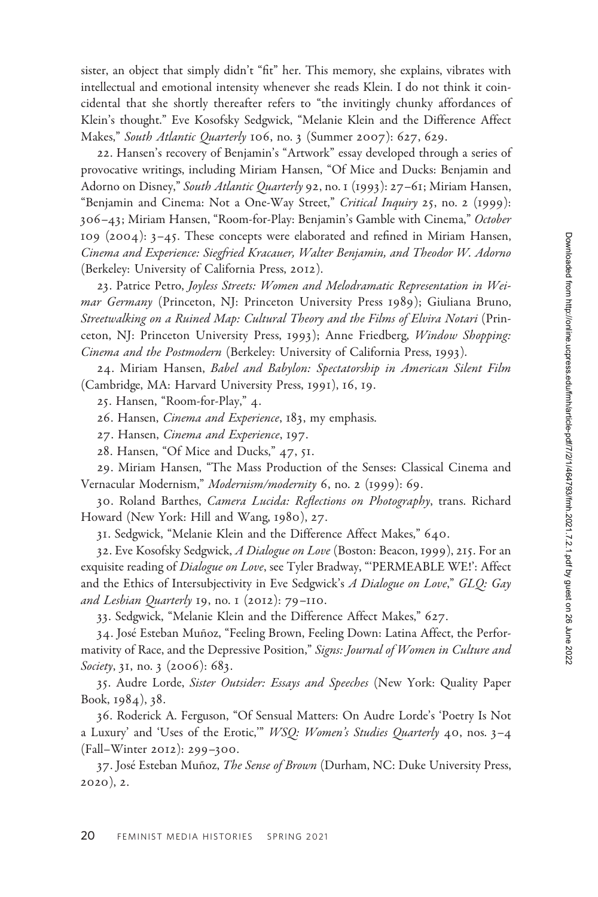sister, an object that simply didn't "fit" her. This memory, she explains, vibrates with intellectual and emotional intensity whenever she reads Klein. I do not think it coincidental that she shortly thereafter refers to "the invitingly chunky affordances of Klein's thought." Eve Kosofsky Sedgwick, "Melanie Klein and the Difference Affect Makes," *South Atlantic Quarterly* 106, no. 3 (Summer 2007): 627, 629.

22. Hansen's recovery of Benjamin's "Artwork" essay developed through a series of provocative writings, including Miriam Hansen, "Of Mice and Ducks: Benjamin and Adorno on Disney," *South Atlantic Quarterly* 92, no. 1 (1993): 27–61; Miriam Hansen, "Benjamin and Cinema: Not a One-Way Street," *Critical Inquiry* 25, no. 2 (1999): 306–43; Miriam Hansen, "Room-for-Play: Benjamin's Gamble with Cinema," *October* 109 (2004): 3–45. These concepts were elaborated and refined in Miriam Hansen, *Cinema and Experience: Siegfried Kracauer, Walter Benjamin, and Theodor W. Adorno* (Berkeley: University of California Press, 2012).

23. Patrice Petro, *Joyless Streets: Women and Melodramatic Representation in Weimar Germany* (Princeton, NJ: Princeton University Press 1989); Giuliana Bruno, *Streetwalking on a Ruined Map: Cultural Theory and the Films of Elvira Notari* (Princeton, NJ: Princeton University Press, 1993); Anne Friedberg, *Window Shopping: Cinema and the Postmodern* (Berkeley: University of California Press, 1993).

24. Miriam Hansen, *Babel and Babylon: Spectatorship in American Silent Film* (Cambridge, MA: Harvard University Press, 1991), 16, 19.

25. Hansen, "Room-for-Play," 4.

26. Hansen, *Cinema and Experience*, 183, my emphasis.

27. Hansen, *Cinema and Experience*, 197.

28. Hansen, "Of Mice and Ducks," 47, 51.

29. Miriam Hansen, "The Mass Production of the Senses: Classical Cinema and Vernacular Modernism," *Modernism/modernity* 6, no. 2 (1999): 69.

30. Roland Barthes, *Camera Lucida: Reflections on Photography*, trans. Richard Howard (New York: Hill and Wang, 1980), 27.

31. Sedgwick, "Melanie Klein and the Difference Affect Makes," 640.

32. Eve Kosofsky Sedgwick, *A Dialogue on Love* (Boston: Beacon, 1999), 215. For an exquisite reading of *Dialogue on Love*, see Tyler Bradway, "'PERMEABLE WE!': Affect and the Ethics of Intersubjectivity in Eve Sedgwick's *A Dialogue on Love*," *GLQ: Gay and Lesbian Quarterly* 19, no. 1 (2012): 79–110.

33. Sedgwick, "Melanie Klein and the Difference Affect Makes," 627.

34. José Esteban Muñoz, "Feeling Brown, Feeling Down: Latina Affect, the Performativity of Race, and the Depressive Position," *Signs: Journal of Women in Culture and Society*, 31, no. 3 (2006): 683.

35. Audre Lorde, *Sister Outsider: Essays and Speeches* (New York: Quality Paper Book, 1984), 38.

36. Roderick A. Ferguson, "Of Sensual Matters: On Audre Lorde's 'Poetry Is Not a Luxury' and 'Uses of the Erotic,'" *WSQ: Women's Studies Quarterly* 40, nos. 3–4 (Fall–Winter 2012): 299–300.

37. José Esteban Muñoz, *The Sense of Brown* (Durham, NC: Duke University Press, 2020), 2.